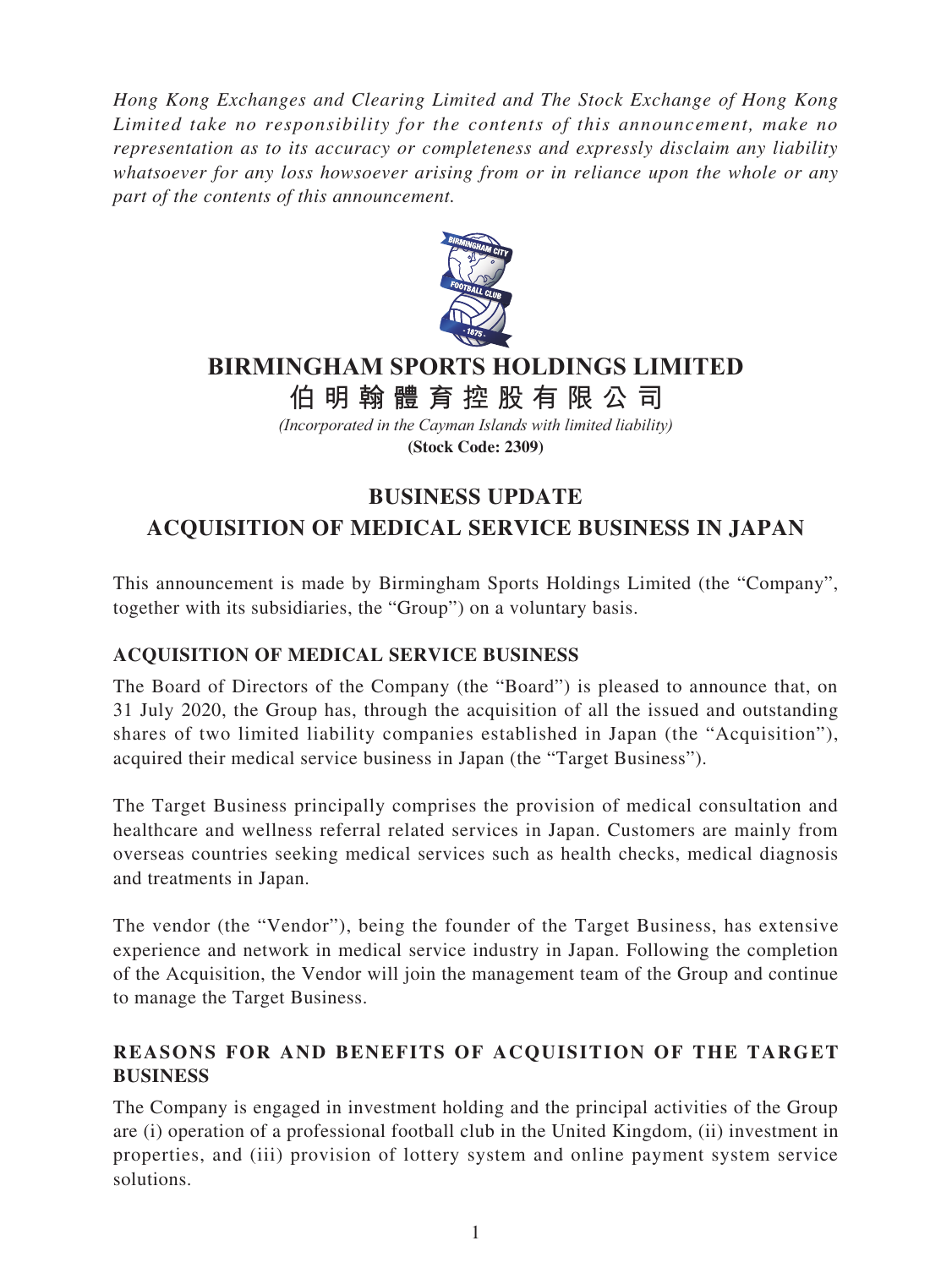*Hong Kong Exchanges and Clearing Limited and The Stock Exchange of Hong Kong Limited take no responsibility for the contents of this announcement, make no representation as to its accuracy or completeness and expressly disclaim any liability whatsoever for any loss howsoever arising from or in reliance upon the whole or any part of the contents of this announcement.*

# BIRMINGHAM SPORTS HOLDINGS LIMITED

# 伯明翰體育控股有限公司

*(Incorporated in the Cayman Islands with limited liability)*

**(Stock Code: 2309)**

## BUSINESS UPDATE
## ACQUISITION OF MEDICAL SERVICE BUSINESS IN JAPAN

This announcement is made by Birmingham Sports Holdings Limited (the "Company", together with its subsidiaries, the "Group") on a voluntary basis.

### ACQUISITION OF MEDICAL SERVICE BUSINESS

The Board of Directors of the Company (the "Board") is pleased to announce that, on 31 July 2020, the Group has, through the acquisition of all the issued and outstanding shares of two limited liability companies established in Japan (the "Acquisition"), acquired their medical service business in Japan (the "Target Business").

The Target Business principally comprises the provision of medical consultation and healthcare and wellness referral related services in Japan. Customers are mainly from overseas countries seeking medical services such as health checks, medical diagnosis and treatments in Japan.

The vendor (the "Vendor"), being the founder of the Target Business, has extensive experience and network in medical service industry in Japan. Following the completion of the Acquisition, the Vendor will join the management team of the Group and continue to manage the Target Business.

### REASONS FOR AND BENEFITS OF ACQUISITION OF THE TARGET BUSINESS

The Company is engaged in investment holding and the principal activities of the Group are (i) operation of a professional football club in the United Kingdom, (ii) investment in properties, and (iii) provision of lottery system and online payment system service solutions.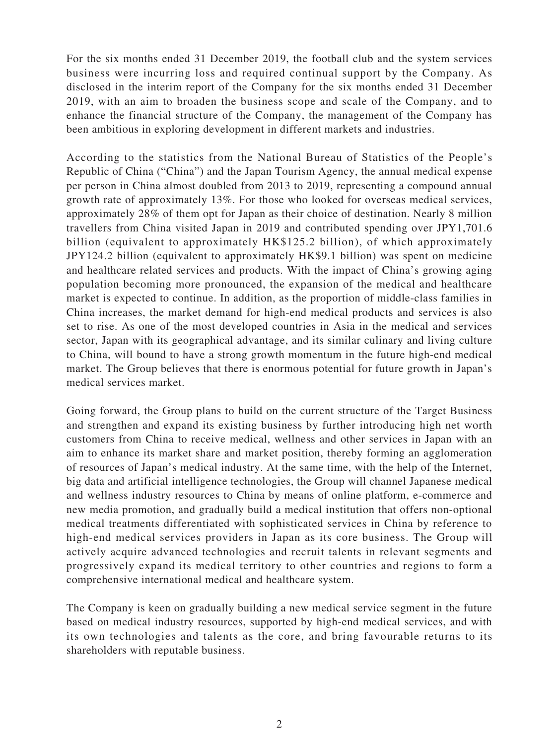For the six months ended 31 December 2019, the football club and the system services business were incurring loss and required continual support by the Company. As disclosed in the interim report of the Company for the six months ended 31 December 2019, with an aim to broaden the business scope and scale of the Company, and to enhance the financial structure of the Company, the management of the Company has been ambitious in exploring development in different markets and industries.

According to the statistics from the National Bureau of Statistics of the People's Republic of China ("China") and the Japan Tourism Agency, the annual medical expense per person in China almost doubled from 2013 to 2019, representing a compound annual growth rate of approximately 13%. For those who looked for overseas medical services, approximately 28% of them opt for Japan as their choice of destination. Nearly 8 million travellers from China visited Japan in 2019 and contributed spending over JPY1,701.6 billion (equivalent to approximately HK$125.2 billion), of which approximately JPY124.2 billion (equivalent to approximately HK$9.1 billion) was spent on medicine and healthcare related services and products. With the impact of China's growing aging population becoming more pronounced, the expansion of the medical and healthcare market is expected to continue. In addition, as the proportion of middle-class families in China increases, the market demand for high-end medical products and services is also set to rise. As one of the most developed countries in Asia in the medical and services sector, Japan with its geographical advantage, and its similar culinary and living culture to China, will bound to have a strong growth momentum in the future high-end medical market. The Group believes that there is enormous potential for future growth in Japan's medical services market.

Going forward, the Group plans to build on the current structure of the Target Business and strengthen and expand its existing business by further introducing high net worth customers from China to receive medical, wellness and other services in Japan with an aim to enhance its market share and market position, thereby forming an agglomeration of resources of Japan's medical industry. At the same time, with the help of the Internet, big data and artificial intelligence technologies, the Group will channel Japanese medical and wellness industry resources to China by means of online platform, e-commerce and new media promotion, and gradually build a medical institution that offers non-optional medical treatments differentiated with sophisticated services in China by reference to high-end medical services providers in Japan as its core business. The Group will actively acquire advanced technologies and recruit talents in relevant segments and progressively expand its medical territory to other countries and regions to form a comprehensive international medical and healthcare system.

The Company is keen on gradually building a new medical service segment in the future based on medical industry resources, supported by high-end medical services, and with its own technologies and talents as the core, and bring favourable returns to its shareholders with reputable business.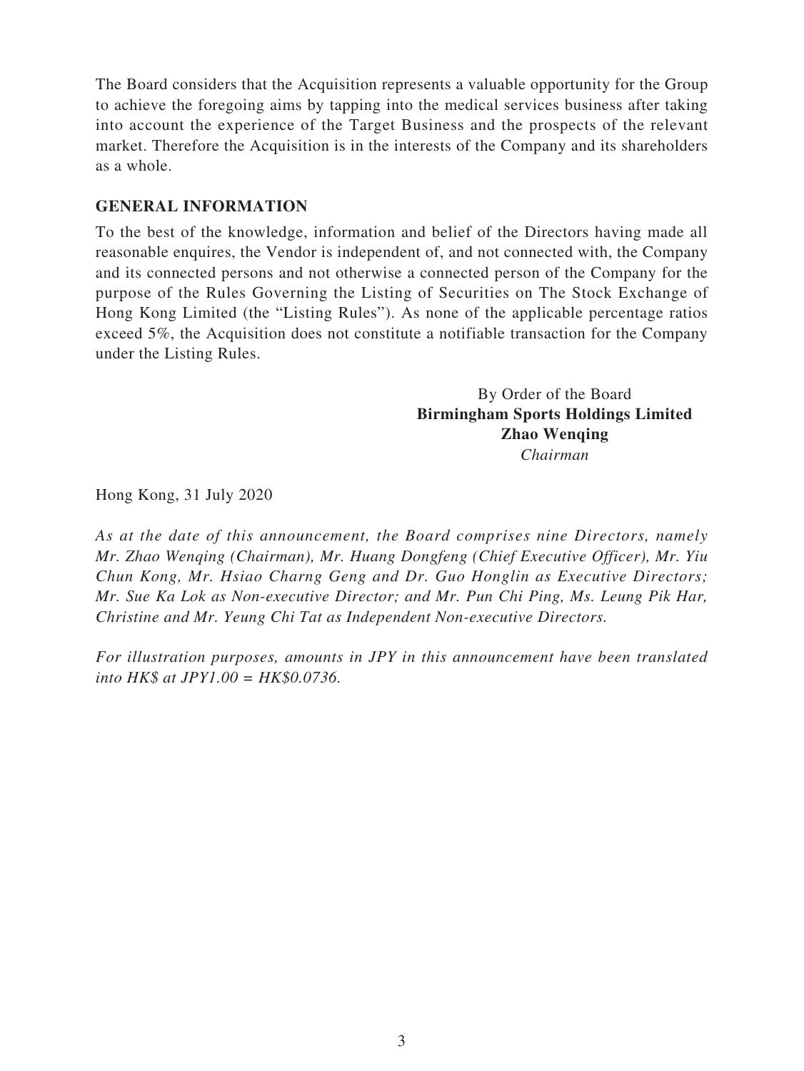The Board considers that the Acquisition represents a valuable opportunity for the Group to achieve the foregoing aims by tapping into the medical services business after taking into account the experience of the Target Business and the prospects of the relevant market. Therefore the Acquisition is in the interests of the Company and its shareholders as a whole.

## GENERAL INFORMATION

To the best of the knowledge, information and belief of the Directors having made all reasonable enquires, the Vendor is independent of, and not connected with, the Company and its connected persons and not otherwise a connected person of the Company for the purpose of the Rules Governing the Listing of Securities on The Stock Exchange of Hong Kong Limited (the "Listing Rules"). As none of the applicable percentage ratios exceed 5%, the Acquisition does not constitute a notifiable transaction for the Company under the Listing Rules.

By Order of the Board
**Birmingham Sports Holdings Limited**
**Zhao Wenqing**
*Chairman*

Hong Kong, 31 July 2020

*As at the date of this announcement, the Board comprises nine Directors, namely Mr. Zhao Wenqing (Chairman), Mr. Huang Dongfeng (Chief Executive Officer), Mr. Yiu Chun Kong, Mr. Hsiao Charng Geng and Dr. Guo Honglin as Executive Directors; Mr. Sue Ka Lok as Non-executive Director; and Mr. Pun Chi Ping, Ms. Leung Pik Har, Christine and Mr. Yeung Chi Tat as Independent Non-executive Directors.*

*For illustration purposes, amounts in JPY in this announcement have been translated into HK$ at JPY1.00 = HK$0.0736.*